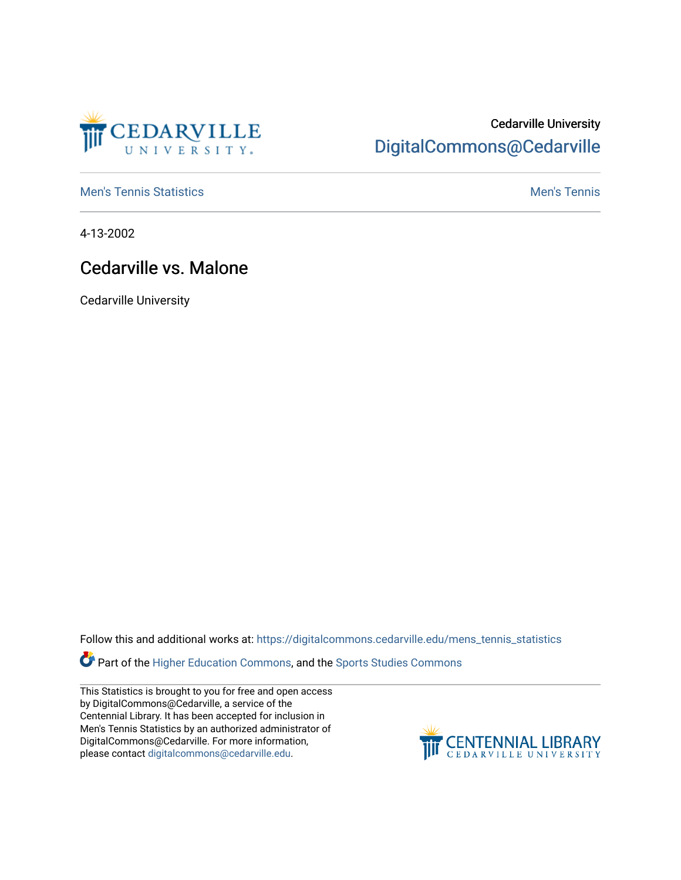Cedarville University

DigitalCommons@Cedarville

Men's Tennis Statistics

Men's Tennis

4-13-2002

# Cedarville vs. Malone

Cedarville University

Follow this and additional works at: https://digitalcommons.cedarville.edu/mens_tennis_statistics

Part of the Higher Education Commons, and the Sports Studies Commons

This Statistics is brought to you for free and open access by DigitalCommons@Cedarville, a service of the Centennial Library. It has been accepted for inclusion in Men's Tennis Statistics by an authorized administrator of DigitalCommons@Cedarville. For more information, please contact digitalcommons@cedarville.edu.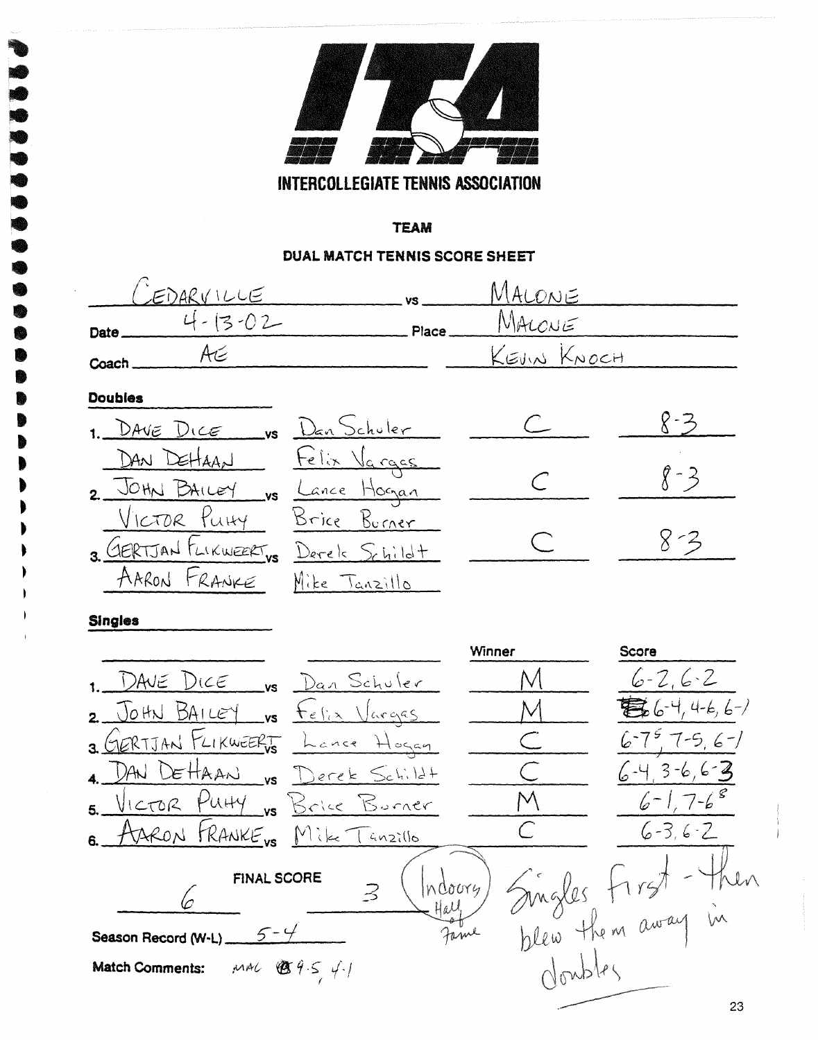# INTERCOLLEGIATE TENNIS ASSOCIATION

## TEAM

## DUAL MATCH TENNIS SCORE SHEET

CEDARVILLE vs MALONE

Date 4-13-02 Place MALONE

Coach AE KEVIN KNOCH

**Doubles**

| | | | | |
|---|---|---|---|---|
| 1. DAVE DICE / DAN DEHAAN | vs | Dan Schuler / Felix Vargas | C | 8-3 |
| 2. JOHN BAILEY / VICTOR PUHY | vs | Lance Hogan / Brice Burner | C | 8-3 |
| 3. GERTJAN FLIKWEERT / AARON FRANKE | vs | Derek Schildt / Mike Tanzillo | C | 8-3 |

**Singles**

| | | | Winner | Score |
|---|---|---|---|---|
| 1. DAVE DICE | vs | Dan Schuler | M | 6-2, 6-2 |
| 2. JOHN BAILEY | vs | Felix Vargas | M | 6-4, 4-6, 6-1 |
| 3. GERTJAN FLIKWEERT | vs | Lance Hogan | C | 6-7$^{5}$, 7-5, 6-1 |
| 4. DAN DEHAAN | vs | Derek Schildt | C | 6-4, 3-6, 6-3 |
| 5. VICTOR PUHY | vs | Brice Burner | M | 6-1, 7-6$^{8}$ |
| 6. AARON FRANKE | vs | Mike Tanzillo | C | 6-3, 6-2 |

FINAL SCORE 6 3

(Indoors Hall of Fame)

Singles first - then blew them away in doubles

Season Record (W-L) 5-4

Match Comments: MAC 4-5, 4-1